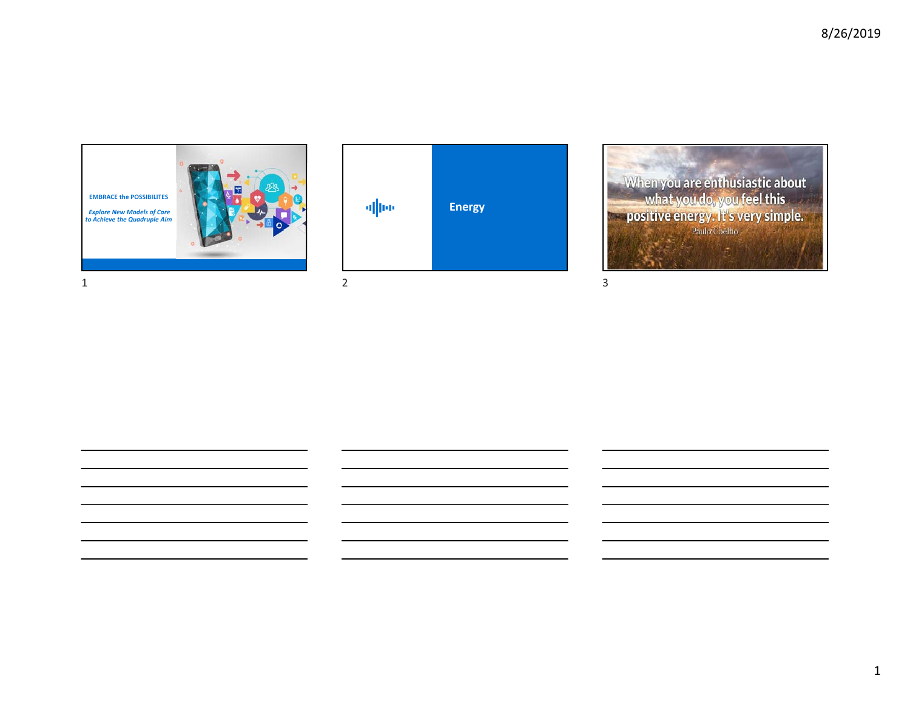EMBRACE the POSSIBILITES

*Explore New Models of Care to Achieve the Quadruple Aim*

Energy

When you are enthusiastic about what you do, you feel this positive energy. It's very simple.

Paulo Coelho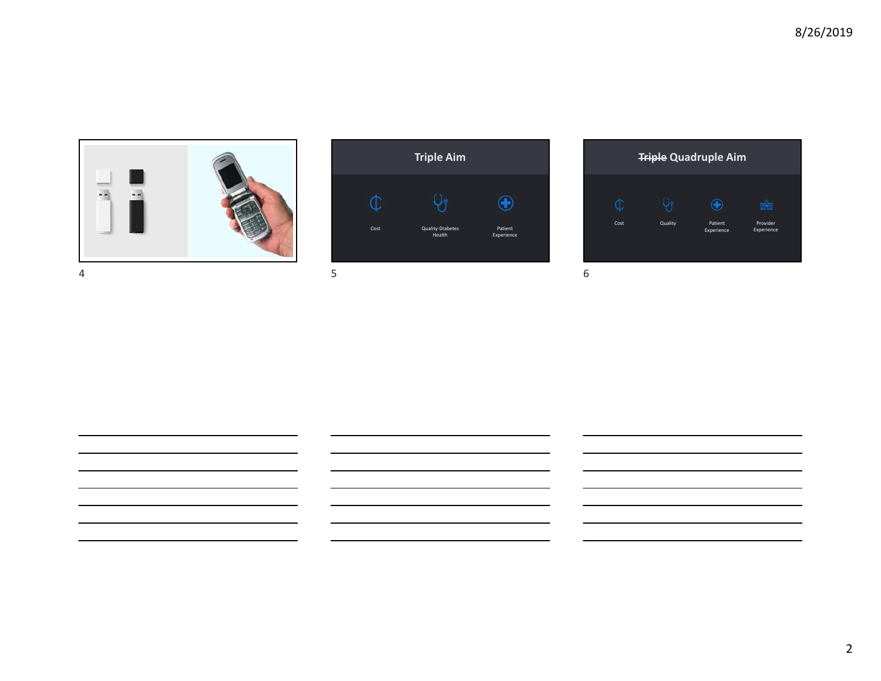## Triple Aim

Cost

Quality-Diabetes Health

Patient Experience

## ~~Triple~~ Quadruple Aim

Cost

Quality

Patient Experience

Provider Experience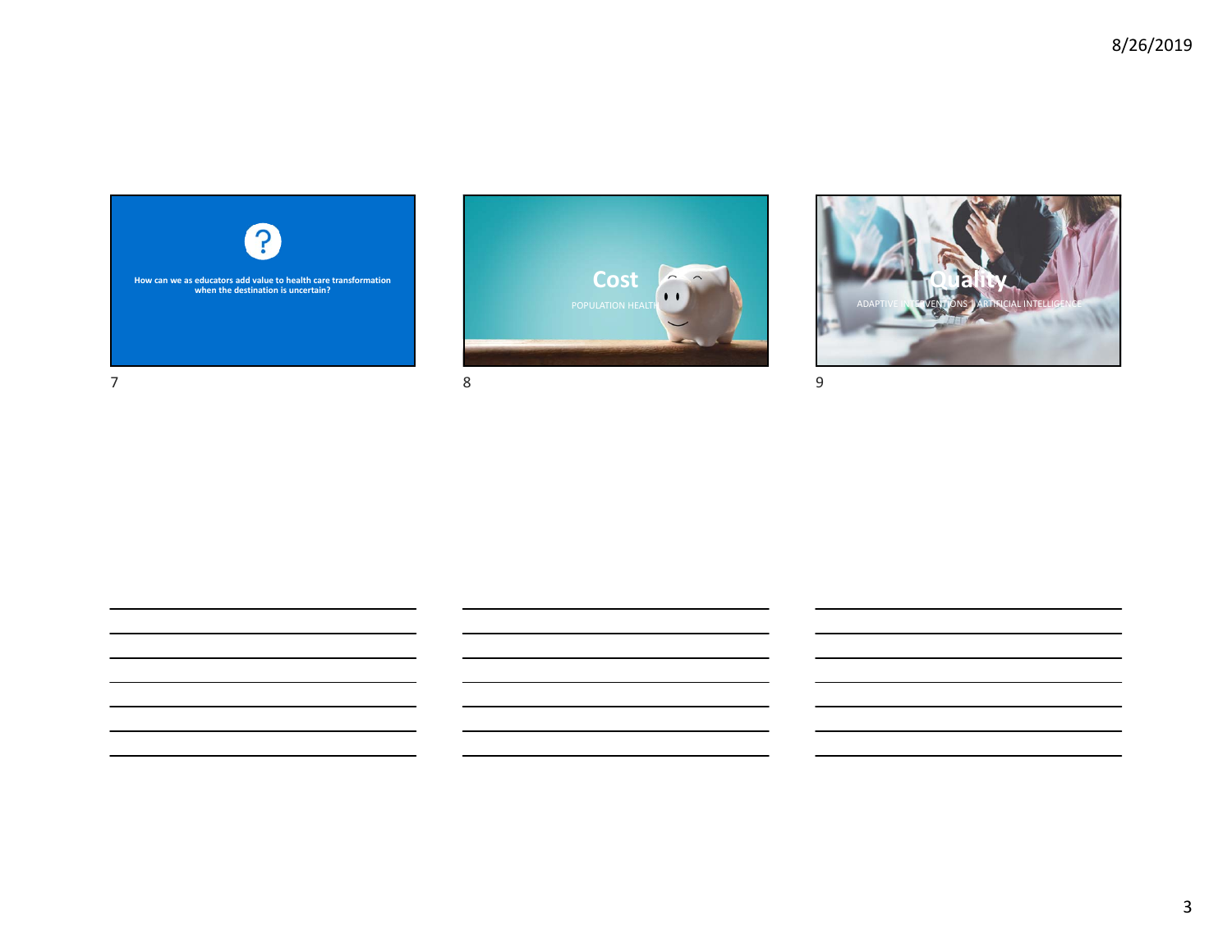How can we as educators add value to health care transformation when the destination is uncertain?

# Cost

POPULATION HEALTH

# Quality

ADAPTIVE INTERVENTIONS | ARTIFICIAL INTELLIGENCE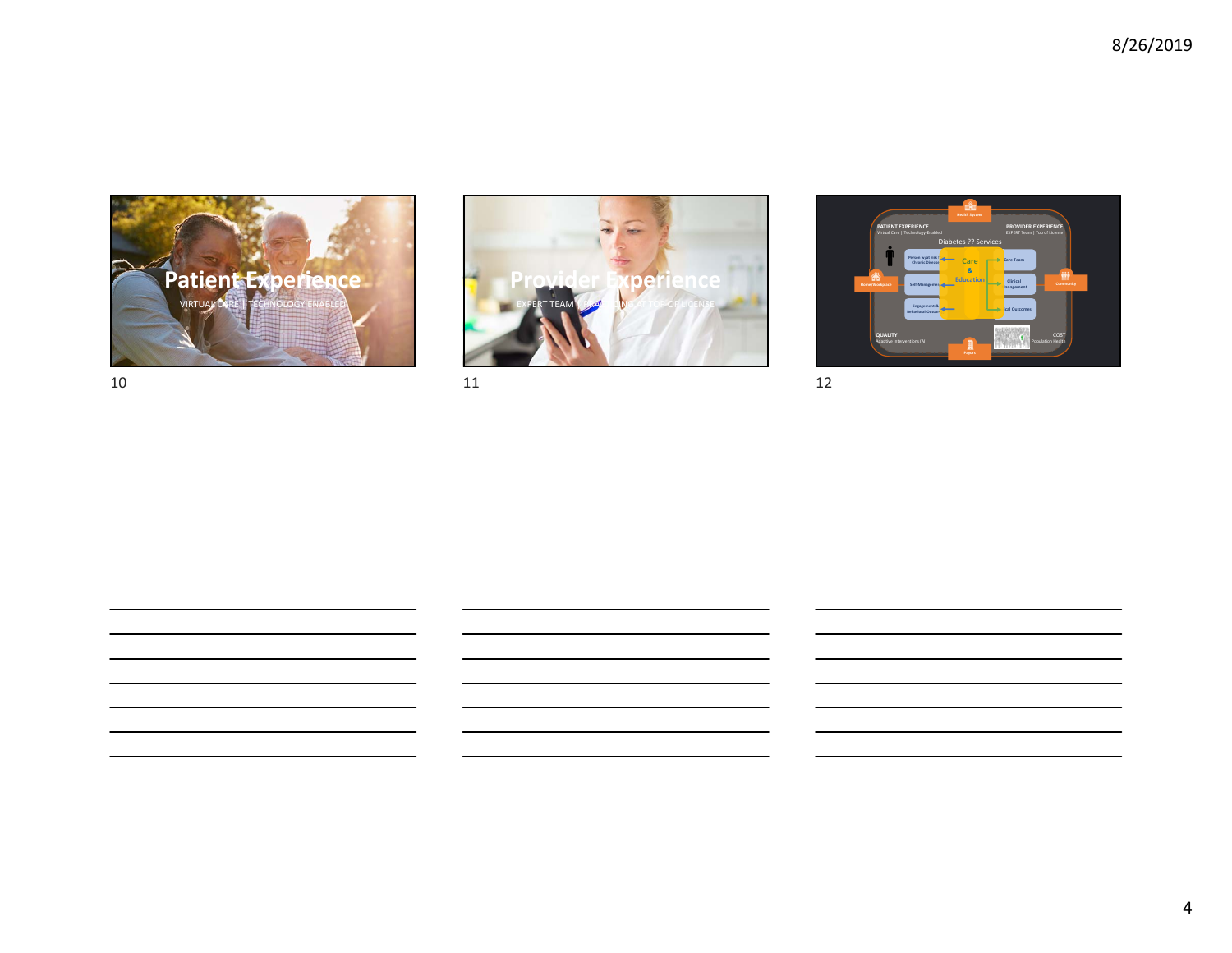**Patient Experience**

VIRTUAL CARE | TECHNOLOGY ENABLED

**Provider Experience**

EXPERT TEAM | EXAMINING AT TOP OF LICENSE

PATIENT EXPERIENCE
Virtual Care | Technology-Enabled

PROVIDER EXPERIENCE
EXPERT Team | Top of License

Health System

Diabetes ?? Services

Person w/at risk Chronic Disease

Self-Management

Engagement & Behavioral Outcomes

Care & Education

Care Team

Clinical Management

Clinical Outcomes

Home/Workplace

Community

QUALITY
Adaptive Interventions (AI)

COST
Population Health

Payers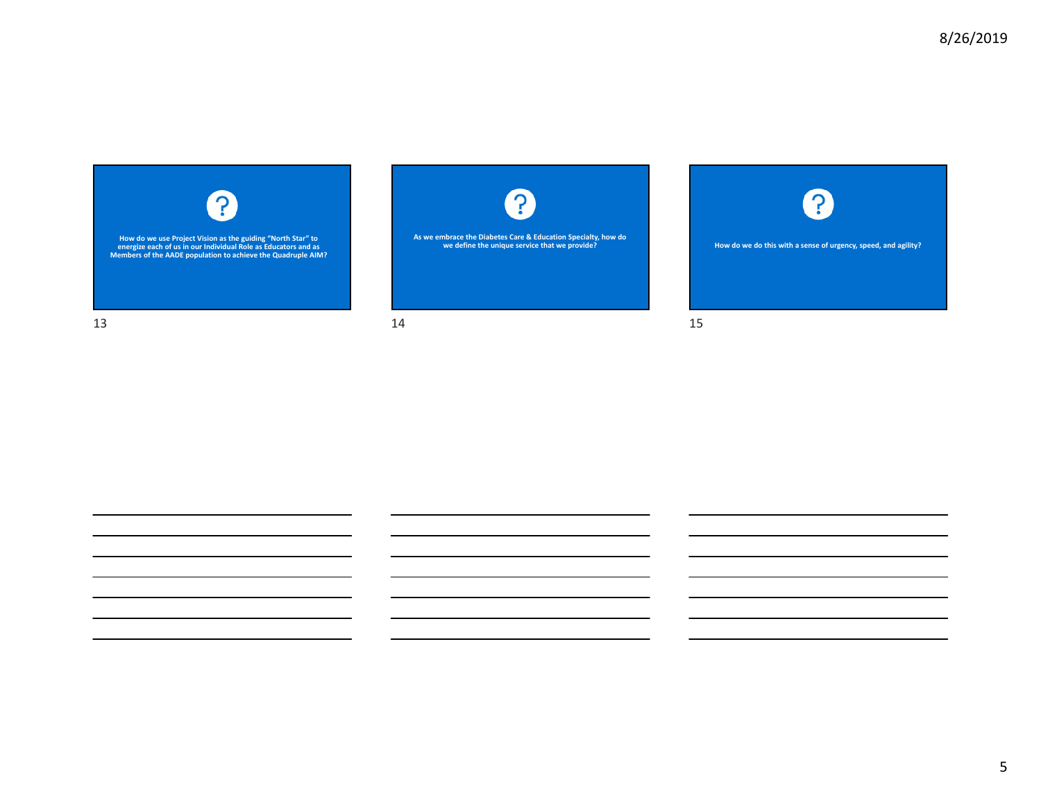How do we use Project Vision as the guiding "North Star" to energize each of us in our Individual Role as Educators and as Members of the AADE population to achieve the Quadruple AIM?

13

As we embrace the Diabetes Care & Education Specialty, how do we define the unique service that we provide?

14

How do we do this with a sense of urgency, speed, and agility?

15